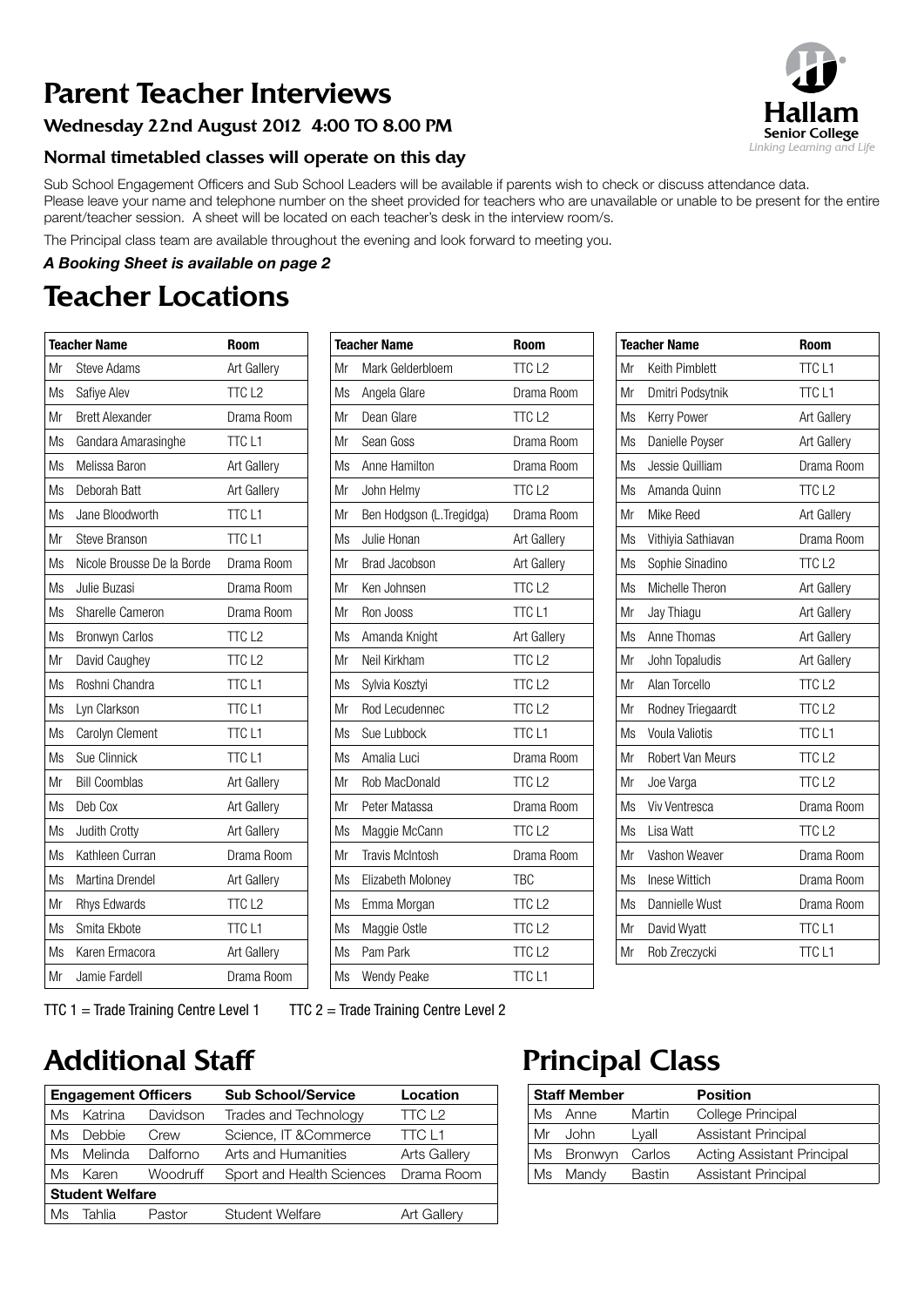# Parent Teacher Interviews

### Wednesday 22nd August 2012 4:00 TO 8.00 PM

Hallam Senior College
*Linking Learning and Life*

### Normal timetabled classes will operate on this day

Sub School Engagement Officers and Sub School Leaders will be available if parents wish to check or discuss attendance data.
Please leave your name and telephone number on the sheet provided for teachers who are unavailable or unable to be present for the entire parent/teacher session. A sheet will be located on each teacher's desk in the interview room/s.

The Principal class team are available throughout the evening and look forward to meeting you.

***A Booking Sheet is available on page 2***

# Teacher Locations

| | Teacher Name | Room |
|---|---|---|
| Mr | Steve Adams | Art Gallery |
| Ms | Safiye Alev | TTC L2 |
| Mr | Brett Alexander | Drama Room |
| Ms | Gandara Amarasinghe | TTC L1 |
| Ms | Melissa Baron | Art Gallery |
| Ms | Deborah Batt | Art Gallery |
| Ms | Jane Bloodworth | TTC L1 |
| Mr | Steve Branson | TTC L1 |
| Ms | Nicole Brousse De la Borde | Drama Room |
| Ms | Julie Buzasi | Drama Room |
| Ms | Sharelle Cameron | Drama Room |
| Ms | Bronwyn Carlos | TTC L2 |
| Mr | David Caughey | TTC L2 |
| Ms | Roshni Chandra | TTC L1 |
| Ms | Lyn Clarkson | TTC L1 |
| Ms | Carolyn Clement | TTC L1 |
| Ms | Sue Clinnick | TTC L1 |
| Mr | Bill Coomblas | Art Gallery |
| Ms | Deb Cox | Art Gallery |
| Ms | Judith Crotty | Art Gallery |
| Ms | Kathleen Curran | Drama Room |
| Ms | Martina Drendel | Art Gallery |
| Mr | Rhys Edwards | TTC L2 |
| Ms | Smita Ekbote | TTC L1 |
| Ms | Karen Ermacora | Art Gallery |
| Mr | Jamie Fardell | Drama Room |

| | Teacher Name | Room |
|---|---|---|
| Mr | Mark Gelderbloem | TTC L2 |
| Ms | Angela Glare | Drama Room |
| Mr | Dean Glare | TTC L2 |
| Mr | Sean Goss | Drama Room |
| Ms | Anne Hamilton | Drama Room |
| Mr | John Helmy | TTC L2 |
| Mr | Ben Hodgson (L.Tregidga) | Drama Room |
| Ms | Julie Honan | Art Gallery |
| Mr | Brad Jacobson | Art Gallery |
| Mr | Ken Johnsen | TTC L2 |
| Mr | Ron Jooss | TTC L1 |
| Ms | Amanda Knight | Art Gallery |
| Mr | Neil Kirkham | TTC L2 |
| Ms | Sylvia Kosztyi | TTC L2 |
| Mr | Rod Lecudennec | TTC L2 |
| Ms | Sue Lubbock | TTC L1 |
| Ms | Amalia Luci | Drama Room |
| Mr | Rob MacDonald | TTC L2 |
| Mr | Peter Matassa | Drama Room |
| Ms | Maggie McCann | TTC L2 |
| Mr | Travis McIntosh | Drama Room |
| Ms | Elizabeth Moloney | TBC |
| Ms | Emma Morgan | TTC L2 |
| Ms | Maggie Ostle | TTC L2 |
| Ms | Pam Park | TTC L2 |
| Ms | Wendy Peake | TTC L1 |

| | Teacher Name | Room |
|---|---|---|
| Mr | Keith Pimblett | TTC L1 |
| Mr | Dmitri Podsytnik | TTC L1 |
| Ms | Kerry Power | Art Gallery |
| Ms | Danielle Poyser | Art Gallery |
| Ms | Jessie Quilliam | Drama Room |
| Ms | Amanda Quinn | TTC L2 |
| Mr | Mike Reed | Art Gallery |
| Ms | Vithiyia Sathiavan | Drama Room |
| Ms | Sophie Sinadino | TTC L2 |
| Ms | Michelle Theron | Art Gallery |
| Mr | Jay Thiagu | Art Gallery |
| Ms | Anne Thomas | Art Gallery |
| Mr | John Topaludis | Art Gallery |
| Mr | Alan Torcello | TTC L2 |
| Mr | Rodney Triegaardt | TTC L2 |
| Ms | Voula Valiotis | TTC L1 |
| Mr | Robert Van Meurs | TTC L2 |
| Mr | Joe Varga | TTC L2 |
| Ms | Viv Ventresca | Drama Room |
| Ms | Lisa Watt | TTC L2 |
| Mr | Vashon Weaver | Drama Room |
| Ms | Inese Wittich | Drama Room |
| Ms | Dannielle Wust | Drama Room |
| Mr | David Wyatt | TTC L1 |
| Mr | Rob Zreczycki | TTC L1 |

TTC 1 = Trade Training Centre Level 1 TTC 2 = Trade Training Centre Level 2

# Additional Staff

| Engagement Officers | | | Sub School/Service | Location |
|---|---|---|---|---|
| Ms | Katrina | Davidson | Trades and Technology | TTC L2 |
| Ms | Debbie | Crew | Science, IT &Commerce | TTC L1 |
| Ms | Melinda | Dalforno | Arts and Humanities | Arts Gallery |
| Ms | Karen | Woodruff | Sport and Health Sciences | Drama Room |
| **Student Welfare** | | | | |
| Ms | Tahlia | Pastor | Student Welfare | Art Gallery |

# Principal Class

| Staff Member | | | Position |
|---|---|---|---|
| Ms | Anne | Martin | College Principal |
| Mr | John | Lyall | Assistant Principal |
| Ms | Bronwyn | Carlos | Acting Assistant Principal |
| Ms | Mandy | Bastin | Assistant Principal |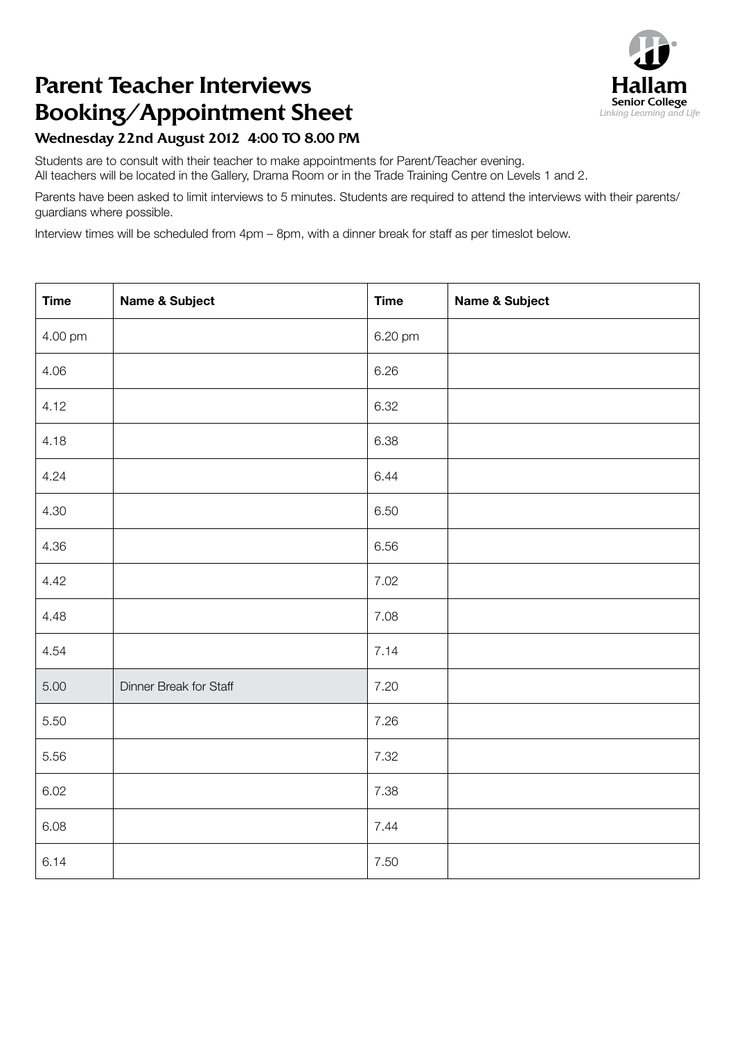# Parent Teacher Interviews Booking/Appointment Sheet

Hallam Senior College
*Linking Learning and Life*

### Wednesday 22nd August 2012 4:00 TO 8.00 PM

Students are to consult with their teacher to make appointments for Parent/Teacher evening.
All teachers will be located in the Gallery, Drama Room or in the Trade Training Centre on Levels 1 and 2.

Parents have been asked to limit interviews to 5 minutes. Students are required to attend the interviews with their parents/guardians where possible.

Interview times will be scheduled from 4pm – 8pm, with a dinner break for staff as per timeslot below.

| **Time** | **Name & Subject** | **Time** | **Name & Subject** |
|---|---|---|---|
| 4.00 pm | | 6.20 pm | |
| 4.06 | | 6.26 | |
| 4.12 | | 6.32 | |
| 4.18 | | 6.38 | |
| 4.24 | | 6.44 | |
| 4.30 | | 6.50 | |
| 4.36 | | 6.56 | |
| 4.42 | | 7.02 | |
| 4.48 | | 7.08 | |
| 4.54 | | 7.14 | |
| 5.00 | Dinner Break for Staff | 7.20 | |
| 5.50 | | 7.26 | |
| 5.56 | | 7.32 | |
| 6.02 | | 7.38 | |
| 6.08 | | 7.44 | |
| 6.14 | | 7.50 | |